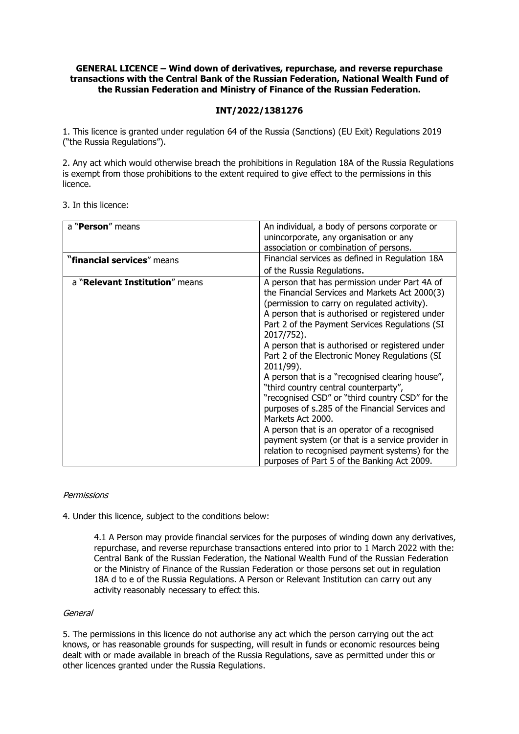**GENERAL LICENCE – Wind down of derivatives, repurchase, and reverse repurchase transactions with the Central Bank of the Russian Federation, National Wealth Fund of the Russian Federation and Ministry of Finance of the Russian Federation.**

**INT/2022/1381276**

1. This licence is granted under regulation 64 of the Russia (Sanctions) (EU Exit) Regulations 2019 ("the Russia Regulations").

2. Any act which would otherwise breach the prohibitions in Regulation 18A of the Russia Regulations is exempt from those prohibitions to the extent required to give effect to the permissions in this licence.

3. In this licence:

| | |
|---|---|
| a "**Person**" means | An individual, a body of persons corporate or unincorporate, any organisation or any association or combination of persons. |
| "**financial services**" means | Financial services as defined in Regulation 18A of the Russia Regulations**.** |
| a "**Relevant Institution**" means | A person that has permission under Part 4A of the Financial Services and Markets Act 2000(3) (permission to carry on regulated activity).<br>A person that is authorised or registered under Part 2 of the Payment Services Regulations (SI 2017/752).<br>A person that is authorised or registered under Part 2 of the Electronic Money Regulations (SI 2011/99).<br>A person that is a "recognised clearing house", "third country central counterparty", "recognised CSD" or "third country CSD" for the purposes of s.285 of the Financial Services and Markets Act 2000.<br>A person that is an operator of a recognised payment system (or that is a service provider in relation to recognised payment systems) for the purposes of Part 5 of the Banking Act 2009. |

*Permissions*

4. Under this licence, subject to the conditions below:

> 4.1 A Person may provide financial services for the purposes of winding down any derivatives, repurchase, and reverse repurchase transactions entered into prior to 1 March 2022 with the: Central Bank of the Russian Federation, the National Wealth Fund of the Russian Federation or the Ministry of Finance of the Russian Federation or those persons set out in regulation 18A d to e of the Russia Regulations. A Person or Relevant Institution can carry out any activity reasonably necessary to effect this.

*General*

5. The permissions in this licence do not authorise any act which the person carrying out the act knows, or has reasonable grounds for suspecting, will result in funds or economic resources being dealt with or made available in breach of the Russia Regulations, save as permitted under this or other licences granted under the Russia Regulations.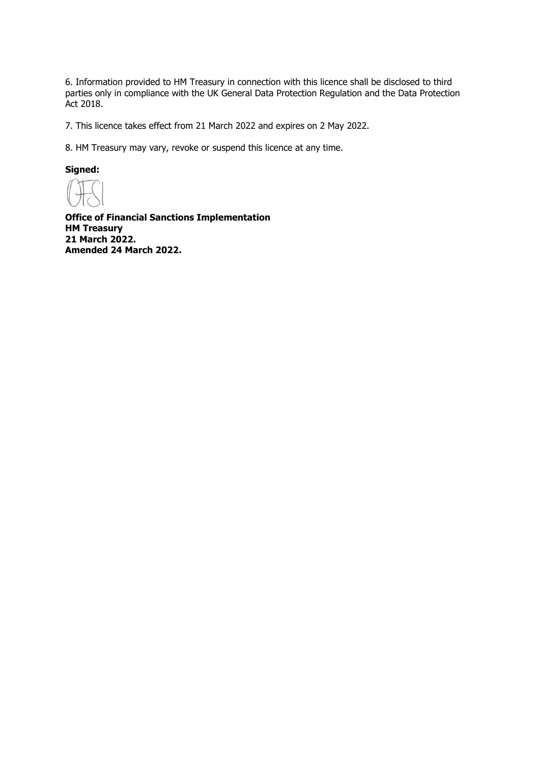6. Information provided to HM Treasury in connection with this licence shall be disclosed to third parties only in compliance with the UK General Data Protection Regulation and the Data Protection Act 2018.

7. This licence takes effect from 21 March 2022 and expires on 2 May 2022.

8. HM Treasury may vary, revoke or suspend this licence at any time.

**Signed:**

OFSI

**Office of Financial Sanctions Implementation**
**HM Treasury**
**21 March 2022.**
**Amended 24 March 2022.**